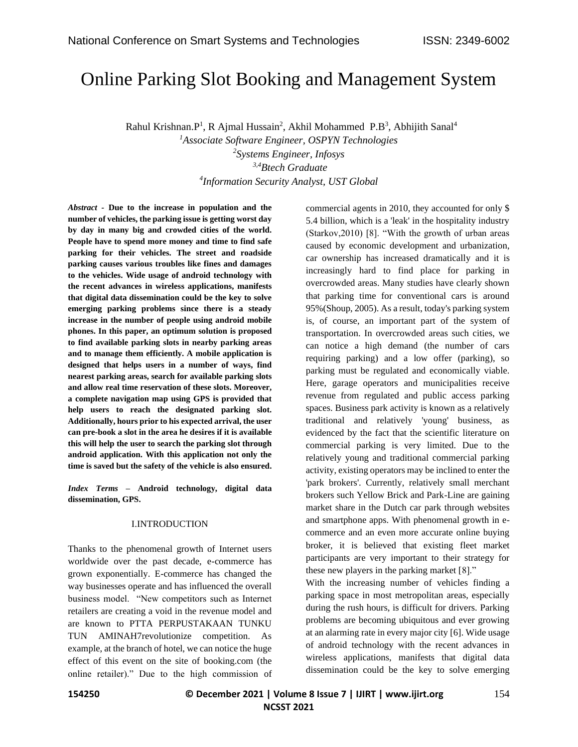# Online Parking Slot Booking and Management System

Rahul Krishnan.P[1], R Ajmal Hussain[2], Akhil Mohammed P.B[3], Abhijith Sanal[4]

[1]*Associate Software Engineer, OSPYN Technologies*

[2]*Systems Engineer, Infosys*

[3,4]*Btech Graduate*

[4]*Information Security Analyst, UST Global*

***Abstract* - Due to the increase in population and the number of vehicles, the parking issue is getting worst day by day in many big and crowded cities of the world. People have to spend more money and time to find safe parking for their vehicles. The street and roadside parking causes various troubles like fines and damages to the vehicles. Wide usage of android technology with the recent advances in wireless applications, manifests that digital data dissemination could be the key to solve emerging parking problems since there is a steady increase in the number of people using android mobile phones. In this paper, an optimum solution is proposed to find available parking slots in nearby parking areas and to manage them efficiently. A mobile application is designed that helps users in a number of ways, find nearest parking areas, search for available parking slots and allow real time reservation of these slots. Moreover, a complete navigation map using GPS is provided that help users to reach the designated parking slot. Additionally, hours prior to his expected arrival, the user can pre-book a slot in the area he desires if it is available this will help the user to search the parking slot through android application. With this application not only the time is saved but the safety of the vehicle is also ensured.**

***Index Terms* – Android technology, digital data dissemination, GPS.**

## I.INTRODUCTION

Thanks to the phenomenal growth of Internet users worldwide over the past decade, e-commerce has grown exponentially. E-commerce has changed the way businesses operate and has influenced the overall business model. "New competitors such as Internet retailers are creating a void in the revenue model and are known to PTTA PERPUSTAKAAN TUNKU TUN AMINAH7revolutionize competition. As example, at the branch of hotel, we can notice the huge effect of this event on the site of booking.com (the online retailer)." Due to the high commission of commercial agents in 2010, they accounted for only $ 5.4 billion, which is a 'leak' in the hospitality industry (Starkov,2010) [8]. "With the growth of urban areas caused by economic development and urbanization, car ownership has increased dramatically and it is increasingly hard to find place for parking in overcrowded areas. Many studies have clearly shown that parking time for conventional cars is around 95%(Shoup, 2005). As a result, today's parking system is, of course, an important part of the system of transportation. In overcrowded areas such cities, we can notice a high demand (the number of cars requiring parking) and a low offer (parking), so parking must be regulated and economically viable. Here, garage operators and municipalities receive revenue from regulated and public access parking spaces. Business park activity is known as a relatively traditional and relatively 'young' business, as evidenced by the fact that the scientific literature on commercial parking is very limited. Due to the relatively young and traditional commercial parking activity, existing operators may be inclined to enter the 'park brokers'. Currently, relatively small merchant brokers such Yellow Brick and Park-Line are gaining market share in the Dutch car park through websites and smartphone apps. With phenomenal growth in e-commerce and an even more accurate online buying broker, it is believed that existing fleet market participants are very important to their strategy for these new players in the parking market [8]."

With the increasing number of vehicles finding a parking space in most metropolitan areas, especially during the rush hours, is difficult for drivers. Parking problems are becoming ubiquitous and ever growing at an alarming rate in every major city [6]. Wide usage of android technology with the recent advances in wireless applications, manifests that digital data dissemination could be the key to solve emerging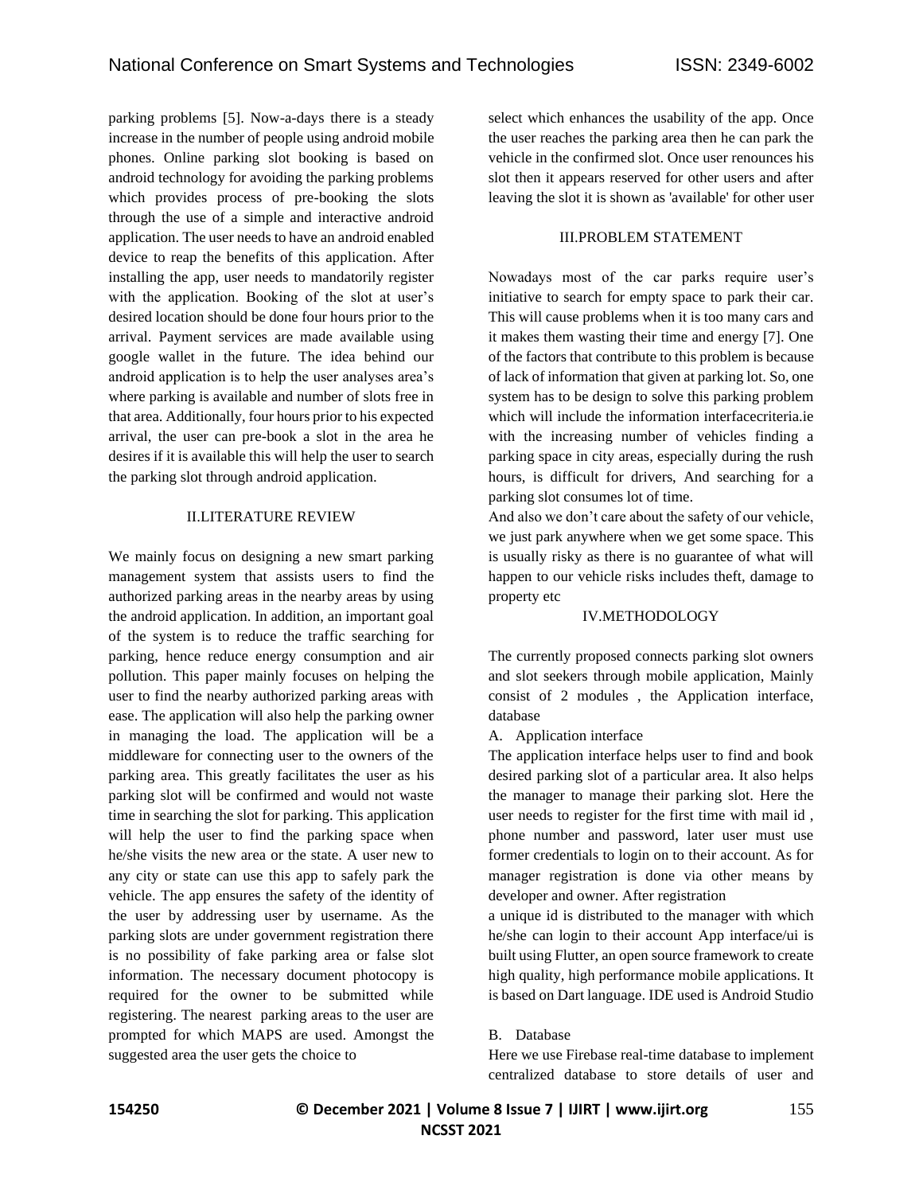parking problems [5]. Now-a-days there is a steady increase in the number of people using android mobile phones. Online parking slot booking is based on android technology for avoiding the parking problems which provides process of pre-booking the slots through the use of a simple and interactive android application. The user needs to have an android enabled device to reap the benefits of this application. After installing the app, user needs to mandatorily register with the application. Booking of the slot at user's desired location should be done four hours prior to the arrival. Payment services are made available using google wallet in the future. The idea behind our android application is to help the user analyses area's where parking is available and number of slots free in that area. Additionally, four hours prior to his expected arrival, the user can pre-book a slot in the area he desires if it is available this will help the user to search the parking slot through android application.

## II.LITERATURE REVIEW

We mainly focus on designing a new smart parking management system that assists users to find the authorized parking areas in the nearby areas by using the android application. In addition, an important goal of the system is to reduce the traffic searching for parking, hence reduce energy consumption and air pollution. This paper mainly focuses on helping the user to find the nearby authorized parking areas with ease. The application will also help the parking owner in managing the load. The application will be a middleware for connecting user to the owners of the parking area. This greatly facilitates the user as his parking slot will be confirmed and would not waste time in searching the slot for parking. This application will help the user to find the parking space when he/she visits the new area or the state. A user new to any city or state can use this app to safely park the vehicle. The app ensures the safety of the identity of the user by addressing user by username. As the parking slots are under government registration there is no possibility of fake parking area or false slot information. The necessary document photocopy is required for the owner to be submitted while registering. The nearest parking areas to the user are prompted for which MAPS are used. Amongst the suggested area the user gets the choice to select which enhances the usability of the app. Once the user reaches the parking area then he can park the vehicle in the confirmed slot. Once user renounces his slot then it appears reserved for other users and after leaving the slot it is shown as 'available' for other user

## III.PROBLEM STATEMENT

Nowadays most of the car parks require user's initiative to search for empty space to park their car. This will cause problems when it is too many cars and it makes them wasting their time and energy [7]. One of the factors that contribute to this problem is because of lack of information that given at parking lot. So, one system has to be design to solve this parking problem which will include the information interfacecriteria.ie with the increasing number of vehicles finding a parking space in city areas, especially during the rush hours, is difficult for drivers, And searching for a parking slot consumes lot of time.

And also we don't care about the safety of our vehicle, we just park anywhere when we get some space. This is usually risky as there is no guarantee of what will happen to our vehicle risks includes theft, damage to property etc

## IV.METHODOLOGY

The currently proposed connects parking slot owners and slot seekers through mobile application, Mainly consist of 2 modules , the Application interface, database

### A. Application interface

The application interface helps user to find and book desired parking slot of a particular area. It also helps the manager to manage their parking slot. Here the user needs to register for the first time with mail id , phone number and password, later user must use former credentials to login on to their account. As for manager registration is done via other means by developer and owner. After registration a unique id is distributed to the manager with which he/she can login to their account App interface/ui is built using Flutter, an open source framework to create high quality, high performance mobile applications. It is based on Dart language. IDE used is Android Studio

### B. Database

Here we use Firebase real-time database to implement centralized database to store details of user and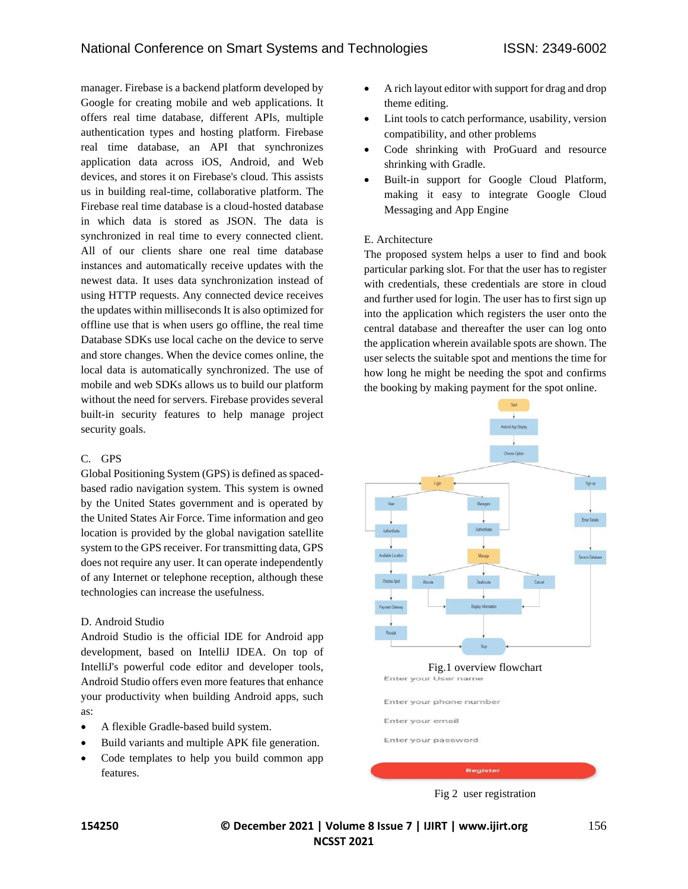manager. Firebase is a backend platform developed by Google for creating mobile and web applications. It offers real time database, different APIs, multiple authentication types and hosting platform. Firebase real time database, an API that synchronizes application data across iOS, Android, and Web devices, and stores it on Firebase's cloud. This assists us in building real-time, collaborative platform. The Firebase real time database is a cloud-hosted database in which data is stored as JSON. The data is synchronized in real time to every connected client. All of our clients share one real time database instances and automatically receive updates with the newest data. It uses data synchronization instead of using HTTP requests. Any connected device receives the updates within milliseconds It is also optimized for offline use that is when users go offline, the real time Database SDKs use local cache on the device to serve and store changes. When the device comes online, the local data is automatically synchronized. The use of mobile and web SDKs allows us to build our platform without the need for servers. Firebase provides several built-in security features to help manage project security goals.

C. GPS

Global Positioning System (GPS) is defined as spaced-based radio navigation system. This system is owned by the United States government and is operated by the United States Air Force. Time information and geo location is provided by the global navigation satellite system to the GPS receiver. For transmitting data, GPS does not require any user. It can operate independently of any Internet or telephone reception, although these technologies can increase the usefulness.

D. Android Studio

Android Studio is the official IDE for Android app development, based on IntelliJ IDEA. On top of IntelliJ's powerful code editor and developer tools, Android Studio offers even more features that enhance your productivity when building Android apps, such as:

- A flexible Gradle-based build system.
- Build variants and multiple APK file generation.
- Code templates to help you build common app features.
- A rich layout editor with support for drag and drop theme editing.
- Lint tools to catch performance, usability, version compatibility, and other problems
- Code shrinking with ProGuard and resource shrinking with Gradle.
- Built-in support for Google Cloud Platform, making it easy to integrate Google Cloud Messaging and App Engine

E. Architecture

The proposed system helps a user to find and book particular parking slot. For that the user has to register with credentials, these credentials are store in cloud and further used for login. The user has to first sign up into the application which registers the user onto the central database and thereafter the user can log onto the application wherein available spots are shown. The user selects the suitable spot and mentions the time for how long he might be needing the spot and confirms the booking by making payment for the spot online.

Fig.1 overview flowchart

Enter your User name

Enter your phone number

Enter your email

Enter your password

Register

Fig 2 user registration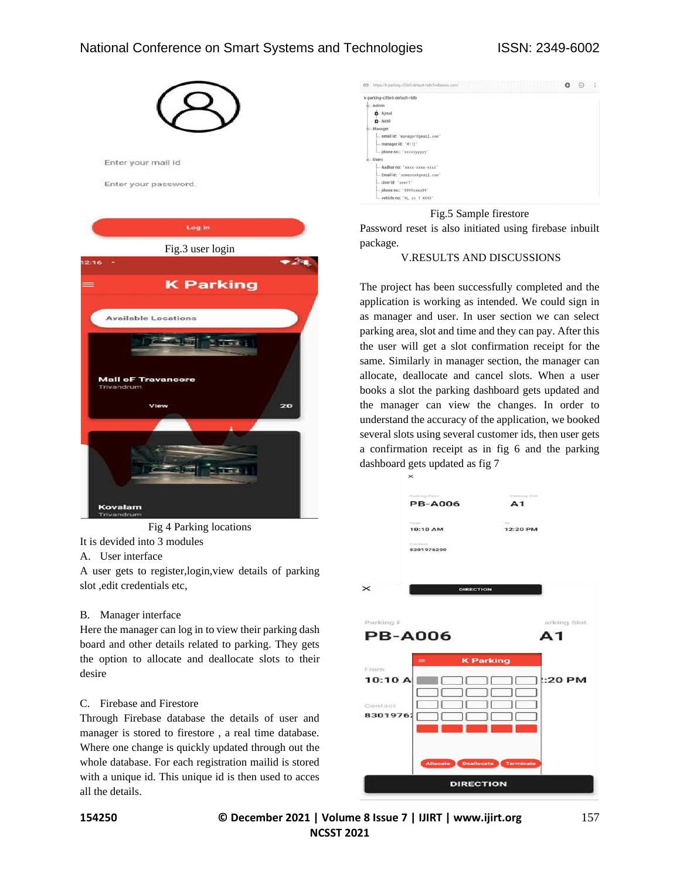Fig.3 user login

Fig 4 Parking locations

It is devided into 3 modules

A. User interface

A user gets to register,login,view details of parking slot ,edit credentials etc,

B. Manager interface

Here the manager can log in to view their parking dash board and other details related to parking. They gets the option to allocate and deallocate slots to their desire

C. Firebase and Firestore

Through Firebase database the details of user and manager is stored to firestore , a real time database. Where one change is quickly updated through out the whole database. For each registration mailid is stored with a unique id. This unique id is then used to acces all the details.

Fig.5 Sample firestore

Password reset is also initiated using firebase inbuilt package.

## V.RESULTS AND DISCUSSIONS

The project has been successfully completed and the application is working as intended. We could sign in as manager and user. In user section we can select parking area, slot and time and they can pay. After this the user will get a slot confirmation receipt for the same. Similarly in manager section, the manager can allocate, deallocate and cancel slots. When a user books a slot the parking dashboard gets updated and the manager can view the changes. In order to understand the accuracy of the application, we booked several slots using several customer ids, then user gets a confirmation receipt as in fig 6 and the parking dashboard gets updated as fig 7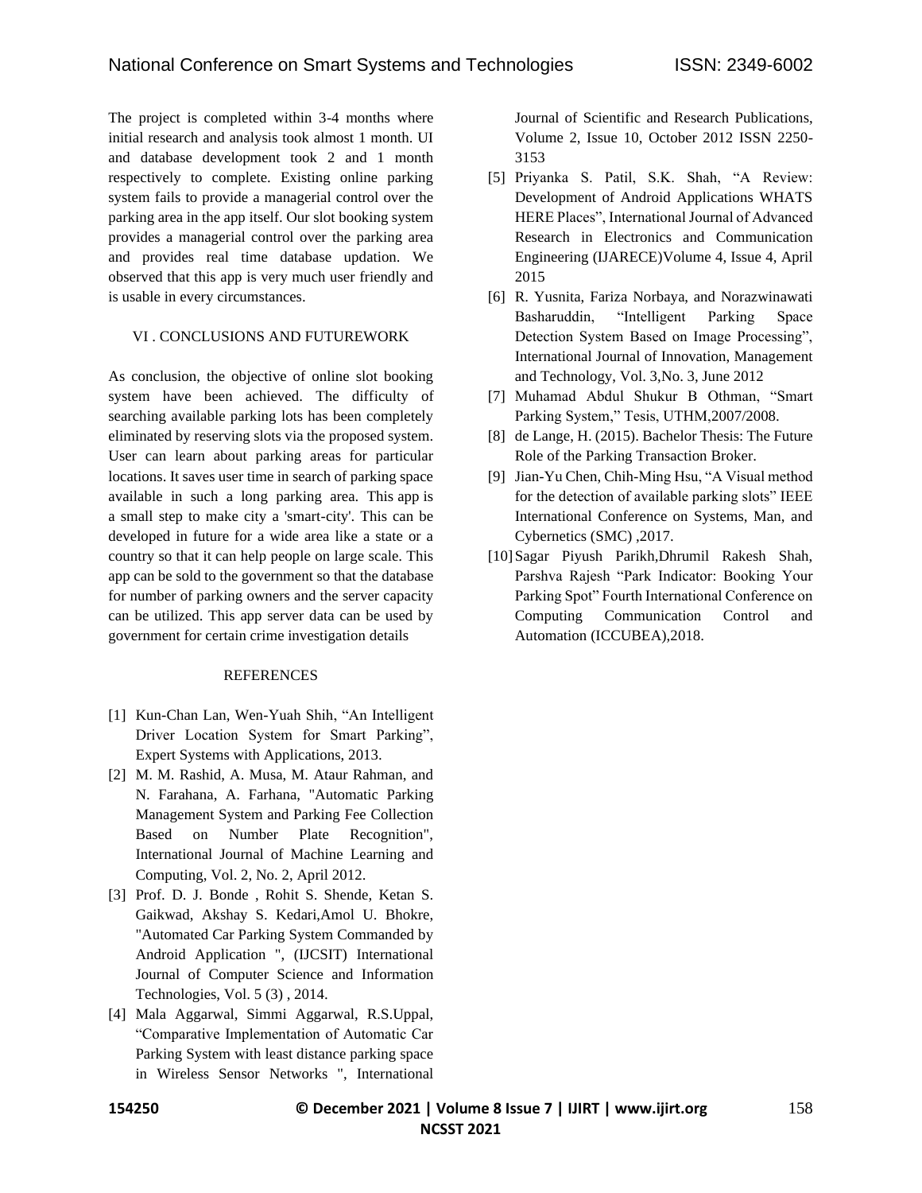The project is completed within 3-4 months where initial research and analysis took almost 1 month. UI and database development took 2 and 1 month respectively to complete. Existing online parking system fails to provide a managerial control over the parking area in the app itself. Our slot booking system provides a managerial control over the parking area and provides real time database updation. We observed that this app is very much user friendly and is usable in every circumstances.

## VI . CONCLUSIONS AND FUTUREWORK

As conclusion, the objective of online slot booking system have been achieved. The difficulty of searching available parking lots has been completely eliminated by reserving slots via the proposed system. User can learn about parking areas for particular locations. It saves user time in search of parking space available in such a long parking area. This app is a small step to make city a 'smart-city'. This can be developed in future for a wide area like a state or a country so that it can help people on large scale. This app can be sold to the government so that the database for number of parking owners and the server capacity can be utilized. This app server data can be used by government for certain crime investigation details

## REFERENCES

[1] Kun-Chan Lan, Wen-Yuah Shih, “An Intelligent Driver Location System for Smart Parking”, Expert Systems with Applications, 2013.

[2] M. M. Rashid, A. Musa, M. Ataur Rahman, and N. Farahana, A. Farhana, "Automatic Parking Management System and Parking Fee Collection Based on Number Plate Recognition", International Journal of Machine Learning and Computing, Vol. 2, No. 2, April 2012.

[3] Prof. D. J. Bonde , Rohit S. Shende, Ketan S. Gaikwad, Akshay S. Kedari,Amol U. Bhokre, "Automated Car Parking System Commanded by Android Application ", (IJCSIT) International Journal of Computer Science and Information Technologies, Vol. 5 (3) , 2014.

[4] Mala Aggarwal, Simmi Aggarwal, R.S.Uppal, “Comparative Implementation of Automatic Car Parking System with least distance parking space in Wireless Sensor Networks ", International Journal of Scientific and Research Publications, Volume 2, Issue 10, October 2012 ISSN 2250-3153

[5] Priyanka S. Patil, S.K. Shah, “A Review: Development of Android Applications WHATS HERE Places”, International Journal of Advanced Research in Electronics and Communication Engineering (IJARECE)Volume 4, Issue 4, April 2015

[6] R. Yusnita, Fariza Norbaya, and Norazwinawati Basharuddin, “Intelligent Parking Space Detection System Based on Image Processing”, International Journal of Innovation, Management and Technology, Vol. 3,No. 3, June 2012

[7] Muhamad Abdul Shukur B Othman, “Smart Parking System,” Tesis, UTHM,2007/2008.

[8] de Lange, H. (2015). Bachelor Thesis: The Future Role of the Parking Transaction Broker.

[9] Jian-Yu Chen, Chih-Ming Hsu, “A Visual method for the detection of available parking slots” IEEE International Conference on Systems, Man, and Cybernetics (SMC) ,2017.

[10] Sagar Piyush Parikh,Dhrumil Rakesh Shah, Parshva Rajesh “Park Indicator: Booking Your Parking Spot” Fourth International Conference on Computing Communication Control and Automation (ICCUBEA),2018.